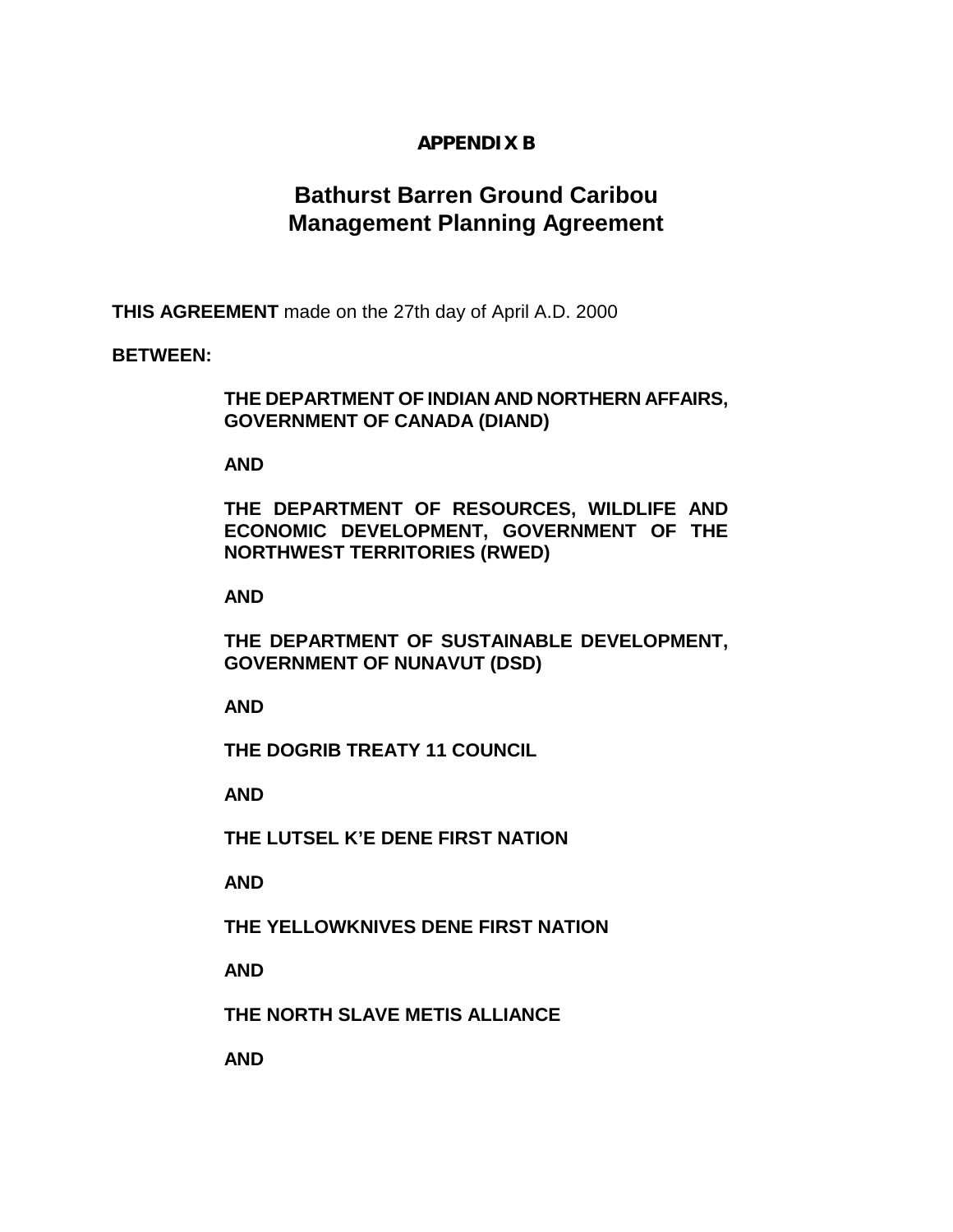**APPENDIX B**

# Bathurst Barren Ground Caribou Management Planning Agreement

**THIS AGREEMENT** made on the 27th day of April A.D. 2000

**BETWEEN:**

**THE DEPARTMENT OF INDIAN AND NORTHERN AFFAIRS, GOVERNMENT OF CANADA (DIAND)**

**AND**

**THE DEPARTMENT OF RESOURCES, WILDLIFE AND ECONOMIC DEVELOPMENT, GOVERNMENT OF THE NORTHWEST TERRITORIES (RWED)**

**AND**

**THE DEPARTMENT OF SUSTAINABLE DEVELOPMENT, GOVERNMENT OF NUNAVUT (DSD)**

**AND**

**THE DOGRIB TREATY 11 COUNCIL**

**AND**

**THE LUTSEL K'E DENE FIRST NATION**

**AND**

**THE YELLOWKNIVES DENE FIRST NATION**

**AND**

**THE NORTH SLAVE METIS ALLIANCE**

**AND**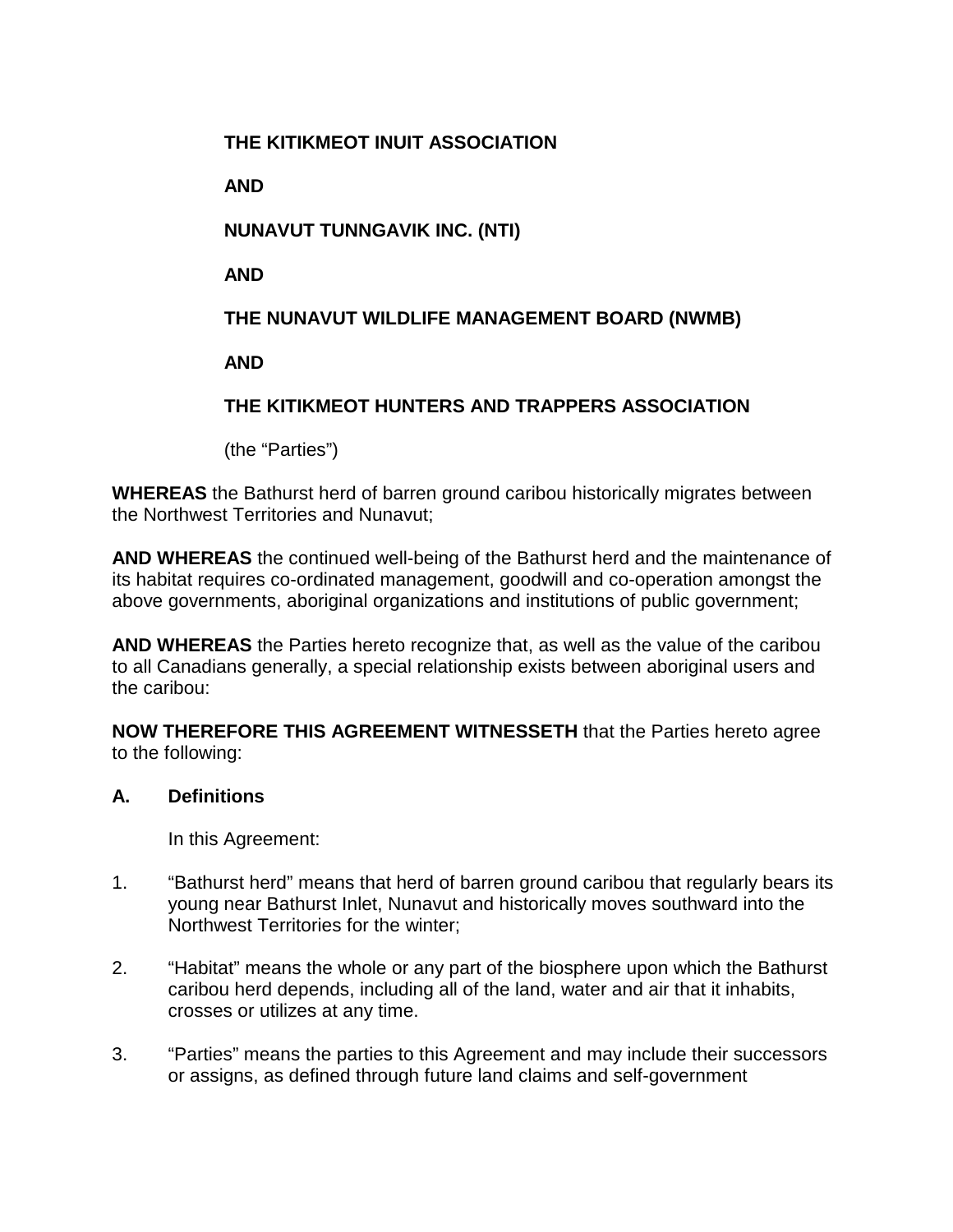**THE KITIKMEOT INUIT ASSOCIATION**

**AND**

**NUNAVUT TUNNGAVIK INC. (NTI)**

**AND**

**THE NUNAVUT WILDLIFE MANAGEMENT BOARD (NWMB)**

**AND**

**THE KITIKMEOT HUNTERS AND TRAPPERS ASSOCIATION**

(the "Parties")

**WHEREAS** the Bathurst herd of barren ground caribou historically migrates between the Northwest Territories and Nunavut;

**AND WHEREAS** the continued well-being of the Bathurst herd and the maintenance of its habitat requires co-ordinated management, goodwill and co-operation amongst the above governments, aboriginal organizations and institutions of public government;

**AND WHEREAS** the Parties hereto recognize that, as well as the value of the caribou to all Canadians generally, a special relationship exists between aboriginal users and the caribou:

**NOW THEREFORE THIS AGREEMENT WITNESSETH** that the Parties hereto agree to the following:

## A. Definitions

In this Agreement:

1. "Bathurst herd" means that herd of barren ground caribou that regularly bears its young near Bathurst Inlet, Nunavut and historically moves southward into the Northwest Territories for the winter;

2. "Habitat" means the whole or any part of the biosphere upon which the Bathurst caribou herd depends, including all of the land, water and air that it inhabits, crosses or utilizes at any time.

3. "Parties" means the parties to this Agreement and may include their successors or assigns, as defined through future land claims and self-government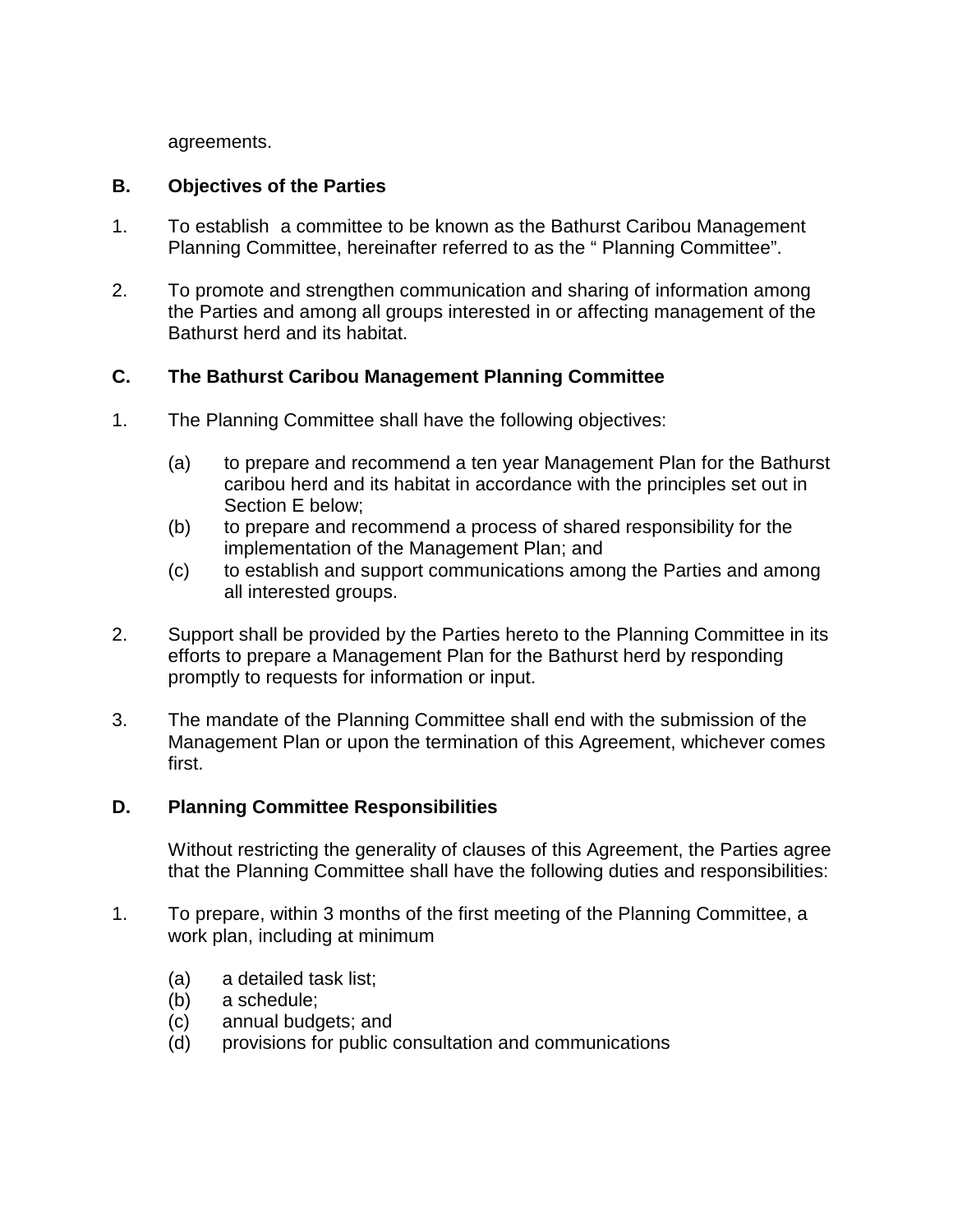agreements.

**B. Objectives of the Parties**

1. To establish a committee to be known as the Bathurst Caribou Management Planning Committee, hereinafter referred to as the " Planning Committee".

2. To promote and strengthen communication and sharing of information among the Parties and among all groups interested in or affecting management of the Bathurst herd and its habitat.

**C. The Bathurst Caribou Management Planning Committee**

1. The Planning Committee shall have the following objectives:

   (a) to prepare and recommend a ten year Management Plan for the Bathurst caribou herd and its habitat in accordance with the principles set out in Section E below;
   (b) to prepare and recommend a process of shared responsibility for the implementation of the Management Plan; and
   (c) to establish and support communications among the Parties and among all interested groups.

2. Support shall be provided by the Parties hereto to the Planning Committee in its efforts to prepare a Management Plan for the Bathurst herd by responding promptly to requests for information or input.

3. The mandate of the Planning Committee shall end with the submission of the Management Plan or upon the termination of this Agreement, whichever comes first.

**D. Planning Committee Responsibilities**

Without restricting the generality of clauses of this Agreement, the Parties agree that the Planning Committee shall have the following duties and responsibilities:

1. To prepare, within 3 months of the first meeting of the Planning Committee, a work plan, including at minimum

   (a) a detailed task list;
   (b) a schedule;
   (c) annual budgets; and
   (d) provisions for public consultation and communications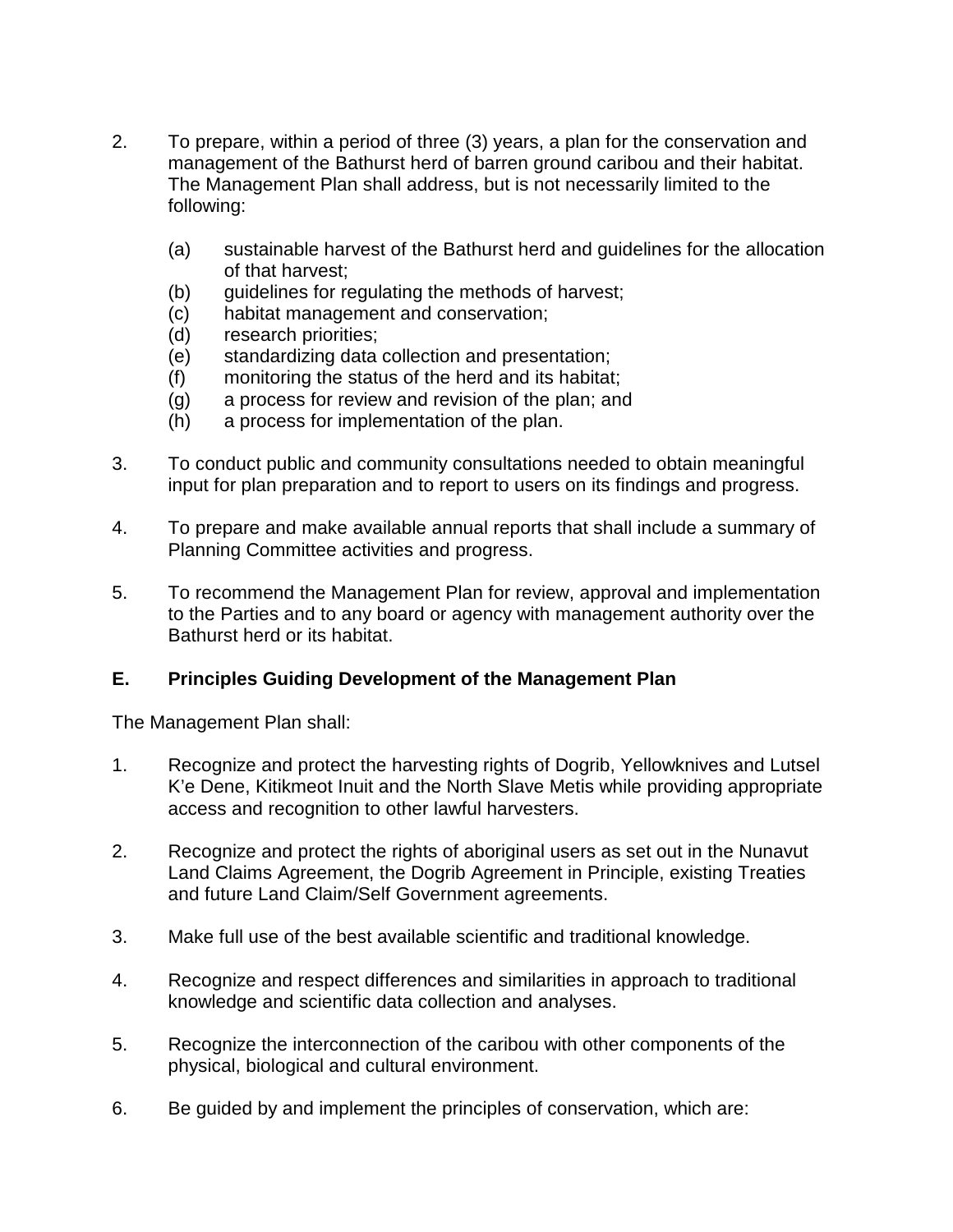2. To prepare, within a period of three (3) years, a plan for the conservation and management of the Bathurst herd of barren ground caribou and their habitat. The Management Plan shall address, but is not necessarily limited to the following:

   (a) sustainable harvest of the Bathurst herd and guidelines for the allocation of that harvest;
   (b) guidelines for regulating the methods of harvest;
   (c) habitat management and conservation;
   (d) research priorities;
   (e) standardizing data collection and presentation;
   (f) monitoring the status of the herd and its habitat;
   (g) a process for review and revision of the plan; and
   (h) a process for implementation of the plan.

3. To conduct public and community consultations needed to obtain meaningful input for plan preparation and to report to users on its findings and progress.

4. To prepare and make available annual reports that shall include a summary of Planning Committee activities and progress.

5. To recommend the Management Plan for review, approval and implementation to the Parties and to any board or agency with management authority over the Bathurst herd or its habitat.

## E. Principles Guiding Development of the Management Plan

The Management Plan shall:

1. Recognize and protect the harvesting rights of Dogrib, Yellowknives and Lutsel K'e Dene, Kitikmeot Inuit and the North Slave Metis while providing appropriate access and recognition to other lawful harvesters.

2. Recognize and protect the rights of aboriginal users as set out in the Nunavut Land Claims Agreement, the Dogrib Agreement in Principle, existing Treaties and future Land Claim/Self Government agreements.

3. Make full use of the best available scientific and traditional knowledge.

4. Recognize and respect differences and similarities in approach to traditional knowledge and scientific data collection and analyses.

5. Recognize the interconnection of the caribou with other components of the physical, biological and cultural environment.

6. Be guided by and implement the principles of conservation, which are: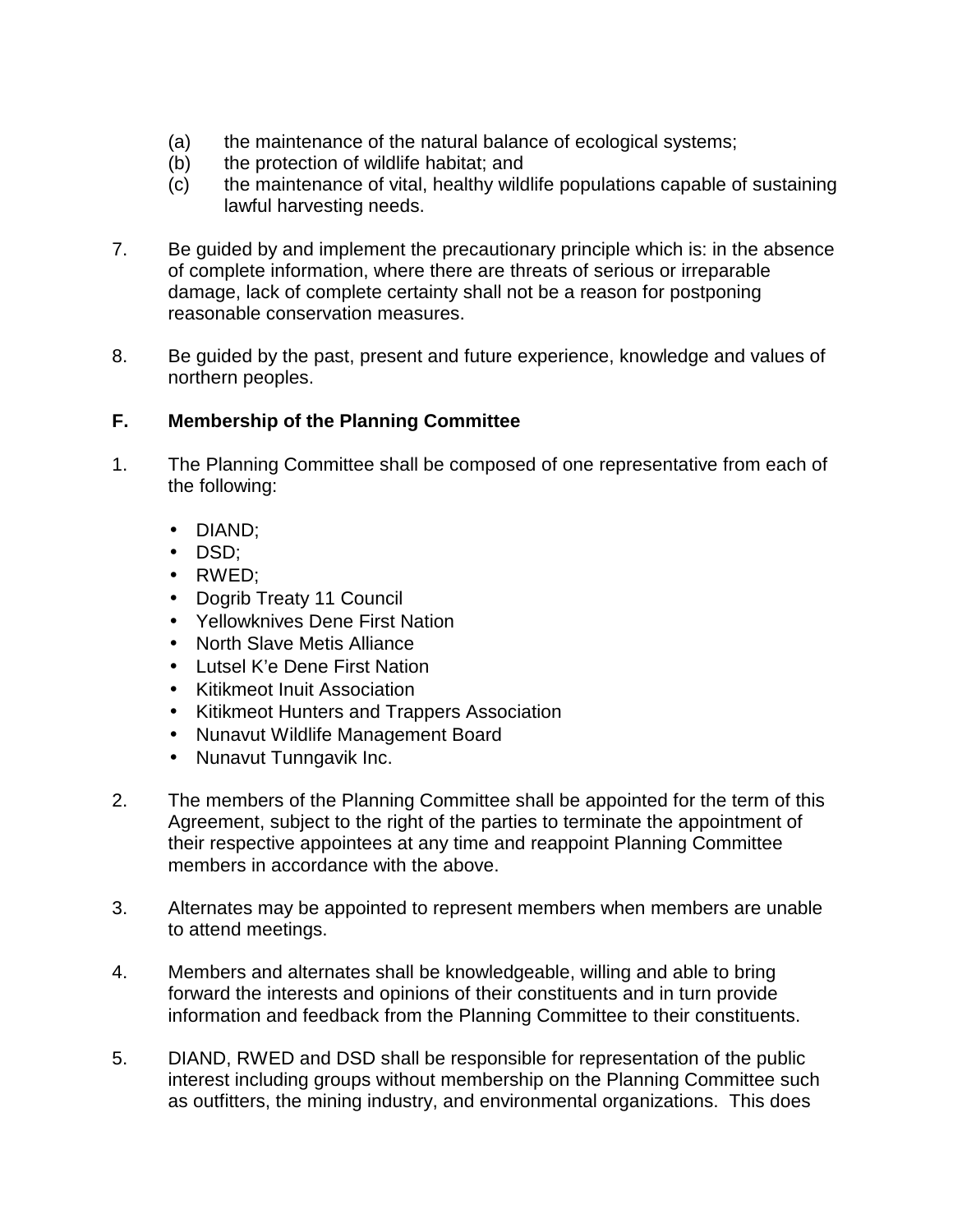(a) the maintenance of the natural balance of ecological systems;
(b) the protection of wildlife habitat; and
(c) the maintenance of vital, healthy wildlife populations capable of sustaining lawful harvesting needs.

7. Be guided by and implement the precautionary principle which is: in the absence of complete information, where there are threats of serious or irreparable damage, lack of complete certainty shall not be a reason for postponing reasonable conservation measures.

8. Be guided by the past, present and future experience, knowledge and values of northern peoples.

## F. Membership of the Planning Committee

1. The Planning Committee shall be composed of one representative from each of the following:

   - DIAND;
   - DSD;
   - RWED;
   - Dogrib Treaty 11 Council
   - Yellowknives Dene First Nation
   - North Slave Metis Alliance
   - Lutsel K'e Dene First Nation
   - Kitikmeot Inuit Association
   - Kitikmeot Hunters and Trappers Association
   - Nunavut Wildlife Management Board
   - Nunavut Tunngavik Inc.

2. The members of the Planning Committee shall be appointed for the term of this Agreement, subject to the right of the parties to terminate the appointment of their respective appointees at any time and reappoint Planning Committee members in accordance with the above.

3. Alternates may be appointed to represent members when members are unable to attend meetings.

4. Members and alternates shall be knowledgeable, willing and able to bring forward the interests and opinions of their constituents and in turn provide information and feedback from the Planning Committee to their constituents.

5. DIAND, RWED and DSD shall be responsible for representation of the public interest including groups without membership on the Planning Committee such as outfitters, the mining industry, and environmental organizations. This does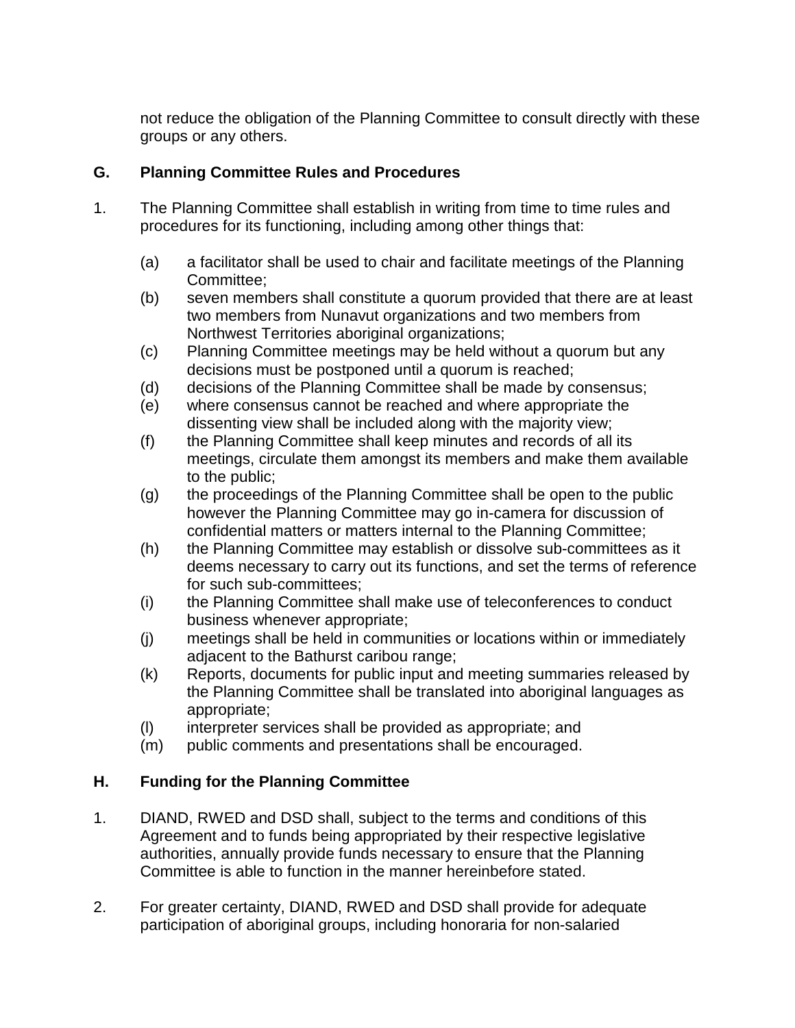not reduce the obligation of the Planning Committee to consult directly with these groups or any others.

## G. Planning Committee Rules and Procedures

1. The Planning Committee shall establish in writing from time to time rules and procedures for its functioning, including among other things that:

    (a) a facilitator shall be used to chair and facilitate meetings of the Planning Committee;
    (b) seven members shall constitute a quorum provided that there are at least two members from Nunavut organizations and two members from Northwest Territories aboriginal organizations;
    (c) Planning Committee meetings may be held without a quorum but any decisions must be postponed until a quorum is reached;
    (d) decisions of the Planning Committee shall be made by consensus;
    (e) where consensus cannot be reached and where appropriate the dissenting view shall be included along with the majority view;
    (f) the Planning Committee shall keep minutes and records of all its meetings, circulate them amongst its members and make them available to the public;
    (g) the proceedings of the Planning Committee shall be open to the public however the Planning Committee may go in-camera for discussion of confidential matters or matters internal to the Planning Committee;
    (h) the Planning Committee may establish or dissolve sub-committees as it deems necessary to carry out its functions, and set the terms of reference for such sub-committees;
    (i) the Planning Committee shall make use of teleconferences to conduct business whenever appropriate;
    (j) meetings shall be held in communities or locations within or immediately adjacent to the Bathurst caribou range;
    (k) Reports, documents for public input and meeting summaries released by the Planning Committee shall be translated into aboriginal languages as appropriate;
    (l) interpreter services shall be provided as appropriate; and
    (m) public comments and presentations shall be encouraged.

## H. Funding for the Planning Committee

1. DIAND, RWED and DSD shall, subject to the terms and conditions of this Agreement and to funds being appropriated by their respective legislative authorities, annually provide funds necessary to ensure that the Planning Committee is able to function in the manner hereinbefore stated.

2. For greater certainty, DIAND, RWED and DSD shall provide for adequate participation of aboriginal groups, including honoraria for non-salaried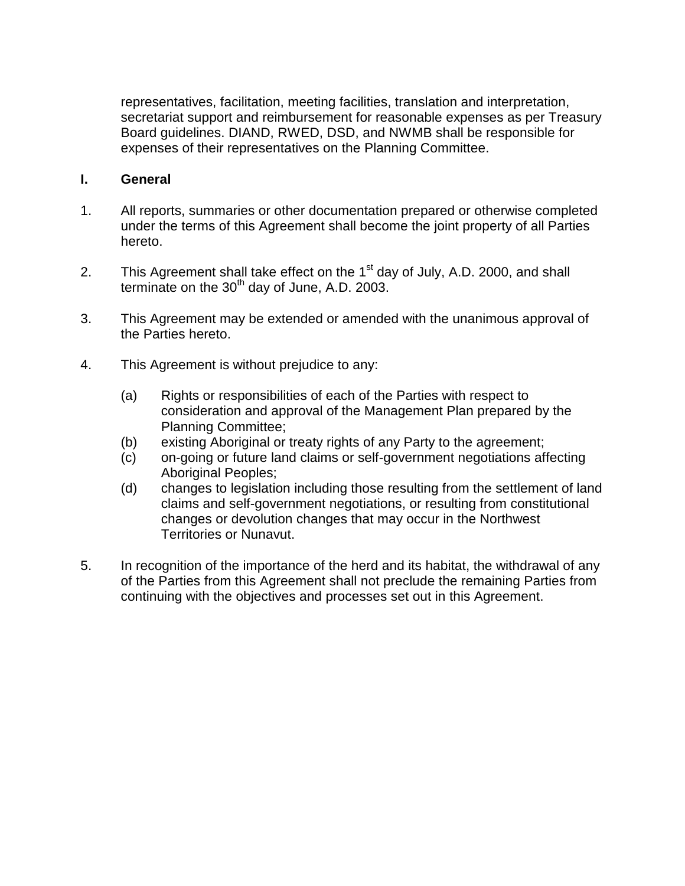representatives, facilitation, meeting facilities, translation and interpretation, secretariat support and reimbursement for reasonable expenses as per Treasury Board guidelines. DIAND, RWED, DSD, and NWMB shall be responsible for expenses of their representatives on the Planning Committee.

## I. General

1. All reports, summaries or other documentation prepared or otherwise completed under the terms of this Agreement shall become the joint property of all Parties hereto.

2. This Agreement shall take effect on the 1st day of July, A.D. 2000, and shall terminate on the 30th day of June, A.D. 2003.

3. This Agreement may be extended or amended with the unanimous approval of the Parties hereto.

4. This Agreement is without prejudice to any:

   (a) Rights or responsibilities of each of the Parties with respect to consideration and approval of the Management Plan prepared by the Planning Committee;
   (b) existing Aboriginal or treaty rights of any Party to the agreement;
   (c) on-going or future land claims or self-government negotiations affecting Aboriginal Peoples;
   (d) changes to legislation including those resulting from the settlement of land claims and self-government negotiations, or resulting from constitutional changes or devolution changes that may occur in the Northwest Territories or Nunavut.

5. In recognition of the importance of the herd and its habitat, the withdrawal of any of the Parties from this Agreement shall not preclude the remaining Parties from continuing with the objectives and processes set out in this Agreement.